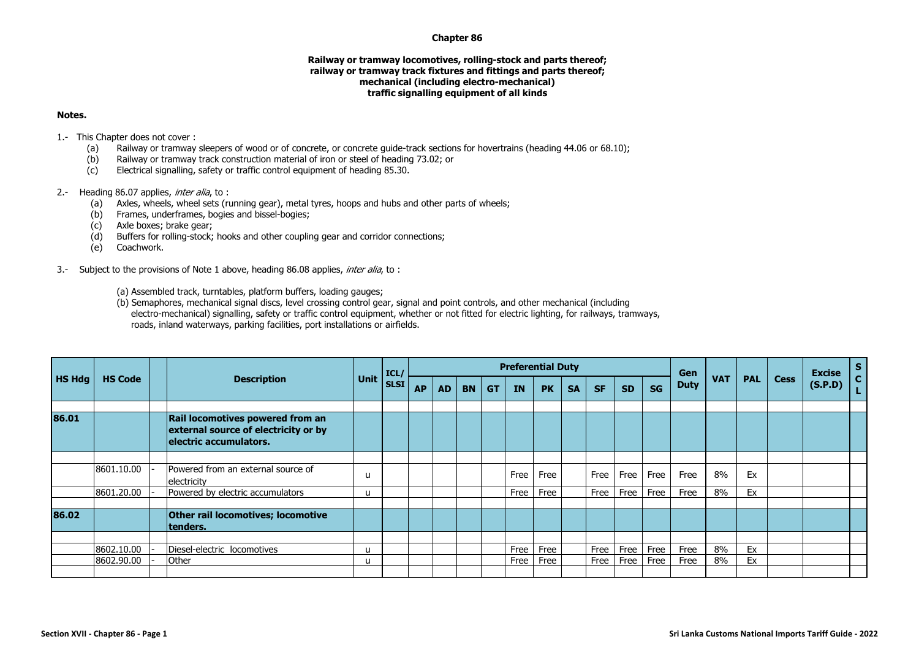# Chapter 86

## Railway or tramway locomotives, rolling-stock and parts thereof; railway or tramway track fixtures and fittings and parts thereof; mechanical (including electro-mechanical) traffic signalling equipment of all kinds

**Notes.**

1.- This Chapter does not cover :
   - (a) Railway or tramway sleepers of wood or of concrete, or concrete guide-track sections for hovertrains (heading 44.06 or 68.10);
   - (b) Railway or tramway track construction material of iron or steel of heading 73.02; or
   - (c) Electrical signalling, safety or traffic control equipment of heading 85.30.

2.- Heading 86.07 applies, *inter alia*, to :
   - (a) Axles, wheels, wheel sets (running gear), metal tyres, hoops and hubs and other parts of wheels;
   - (b) Frames, underframes, bogies and bissel-bogies;
   - (c) Axle boxes; brake gear;
   - (d) Buffers for rolling-stock; hooks and other coupling gear and corridor connections;
   - (e) Coachwork.

3.- Subject to the provisions of Note 1 above, heading 86.08 applies, *inter alia*, to :
   - (a) Assembled track, turntables, platform buffers, loading gauges;
   - (b) Semaphores, mechanical signal discs, level crossing control gear, signal and point controls, and other mechanical (including electro-mechanical) signalling, safety or traffic control equipment, whether or not fitted for electric lighting, for railways, tramways, roads, inland waterways, parking facilities, port installations or airfields.

| HS Hdg | HS Code | | Description | Unit | ICL/ SLSI | Preferential Duty | | | | | | | | | | Gen Duty | VAT | PAL | Cess | Excise (S.P.D) | SCL |
|---|---|---|---|---|---|---|---|---|---|---|---|---|---|---|---|---|---|---|---|---|---|
| | | | | | | AP | AD | BN | GT | IN | PK | SA | SF | SD | SG | | | | | | |
| **86.01** | | | **Rail locomotives powered from an external source of electricity or by electric accumulators.** | | | | | | | | | | | | | | | | | | |
| | 8601.10.00 | - | Powered from an external source of electricity | u | | | | | | Free | Free | | Free | Free | Free | Free | 8% | Ex | | | |
| | 8601.20.00 | - | Powered by electric accumulators | u | | | | | | Free | Free | | Free | Free | Free | Free | 8% | Ex | | | |
| **86.02** | | | **Other rail locomotives; locomotive tenders.** | | | | | | | | | | | | | | | | | | |
| | 8602.10.00 | - | Diesel-electric locomotives | u | | | | | | Free | Free | | Free | Free | Free | Free | 8% | Ex | | | |
| | 8602.90.00 | - | Other | u | | | | | | Free | Free | | Free | Free | Free | Free | 8% | Ex | | | |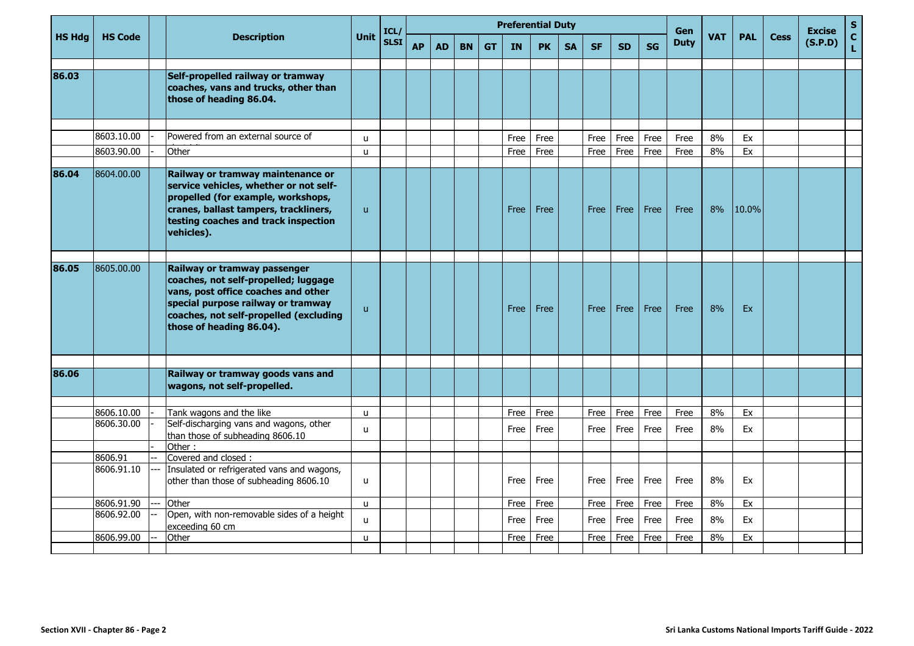| HS Hdg | HS Code | | Description | Unit | ICL/ SLSI | Preferential Duty | | | | | | | | | | Gen Duty | VAT | PAL | Cess | Excise (S.P.D) | S C L |
|---|---|---|---|---|---|---|---|---|---|---|---|---|---|---|---|---|---|---|---|---|---|
| | | | | | | AP | AD | BN | GT | IN | PK | SA | SF | SD | SG | | | | | | |
| **86.03** | | | **Self-propelled railway or tramway coaches, vans and trucks, other than those of heading 86.04.** | | | | | | | | | | | | | | | | | | |
| | 8603.10.00 | - | Powered from an external source of | u | | | | | | Free | Free | | Free | Free | Free | Free | 8% | Ex | | | |
| | 8603.90.00 | - | Other | u | | | | | | Free | Free | | Free | Free | Free | Free | 8% | Ex | | | |
| **86.04** | 8604.00.00 | | **Railway or tramway maintenance or service vehicles, whether or not self-propelled (for example, workshops, cranes, ballast tampers, trackliners, testing coaches and track inspection vehicles).** | u | | | | | | Free | Free | | Free | Free | Free | Free | 8% | 10.0% | | | |
| **86.05** | 8605.00.00 | | **Railway or tramway passenger coaches, not self-propelled; luggage vans, post office coaches and other special purpose railway or tramway coaches, not self-propelled (excluding those of heading 86.04).** | u | | | | | | Free | Free | | Free | Free | Free | Free | 8% | Ex | | | |
| **86.06** | | | **Railway or tramway goods vans and wagons, not self-propelled.** | | | | | | | | | | | | | | | | | | |
| | 8606.10.00 | - | Tank wagons and the like | u | | | | | | Free | Free | | Free | Free | Free | Free | 8% | Ex | | | |
| | 8606.30.00 | - | Self-discharging vans and wagons, other than those of subheading 8606.10 | u | | | | | | Free | Free | | Free | Free | Free | Free | 8% | Ex | | | |
| | | - | Other : | | | | | | | | | | | | | | | | | | |
| | 8606.91 | -- | Covered and closed : | | | | | | | | | | | | | | | | | | |
| | 8606.91.10 | --- | Insulated or refrigerated vans and wagons, other than those of subheading 8606.10 | u | | | | | | Free | Free | | Free | Free | Free | Free | 8% | Ex | | | |
| | 8606.91.90 | --- | Other | u | | | | | | Free | Free | | Free | Free | Free | Free | 8% | Ex | | | |
| | 8606.92.00 | -- | Open, with non-removable sides of a height exceeding 60 cm | u | | | | | | Free | Free | | Free | Free | Free | Free | 8% | Ex | | | |
| | 8606.99.00 | -- | Other | u | | | | | | Free | Free | | Free | Free | Free | Free | 8% | Ex | | | |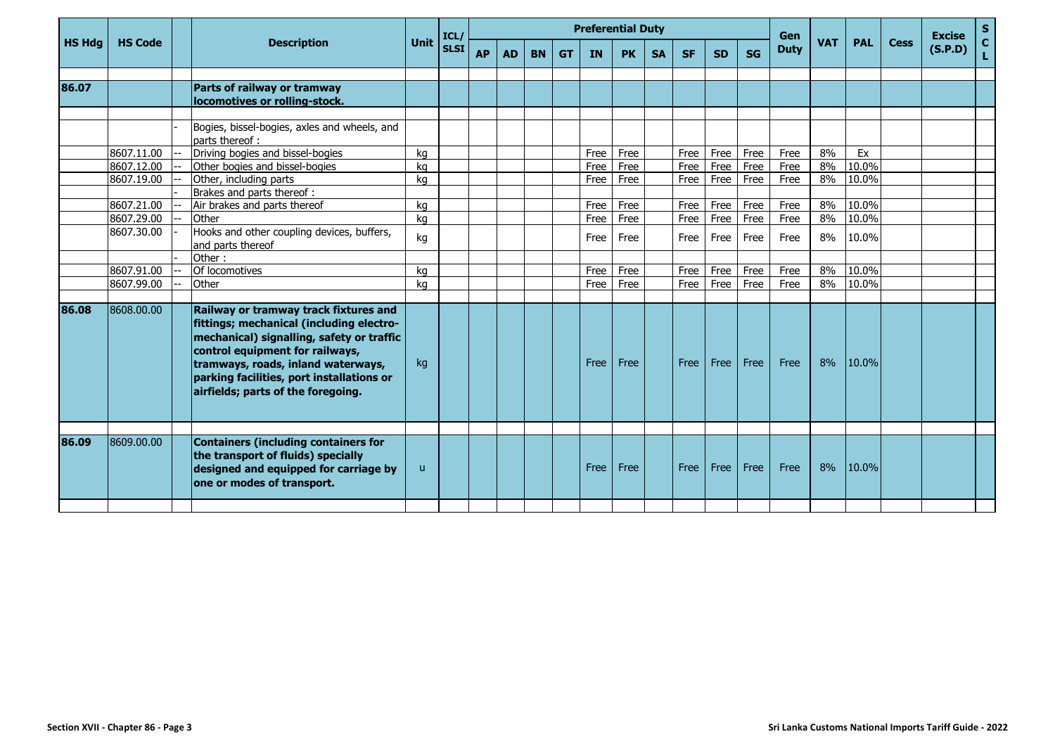| HS Hdg | HS Code | | Description | Unit | ICL/ SLSI | Preferential Duty | | | | | | | | | | Gen Duty | VAT | PAL | Cess | Excise (S.P.D) | S C L |
|---|---|---|---|---|---|---|---|---|---|---|---|---|---|---|---|---|---|---|---|---|---|
| | | | | | | AP | AD | BN | GT | IN | PK | SA | SF | SD | SG | | | | | | |
| **86.07** | | | **Parts of railway or tramway locomotives or rolling-stock.** | | | | | | | | | | | | | | | | | | |
| | | - | Bogies, bissel-bogies, axles and wheels, and parts thereof : | | | | | | | | | | | | | | | | | | |
| | 8607.11.00 | -- | Driving bogies and bissel-bogies | kg | | | | | | Free | Free | | Free | Free | Free | Free | 8% | Ex | | | |
| | 8607.12.00 | -- | Other bogies and bissel-bogies | kg | | | | | | Free | Free | | Free | Free | Free | Free | 8% | 10.0% | | | |
| | 8607.19.00 | -- | Other, including parts | kg | | | | | | Free | Free | | Free | Free | Free | Free | 8% | 10.0% | | | |
| | | - | Brakes and parts thereof : | | | | | | | | | | | | | | | | | | |
| | 8607.21.00 | -- | Air brakes and parts thereof | kg | | | | | | Free | Free | | Free | Free | Free | Free | 8% | 10.0% | | | |
| | 8607.29.00 | -- | Other | kg | | | | | | Free | Free | | Free | Free | Free | Free | 8% | 10.0% | | | |
| | 8607.30.00 | - | Hooks and other coupling devices, buffers, and parts thereof | kg | | | | | | Free | Free | | Free | Free | Free | Free | 8% | 10.0% | | | |
| | | - | Other : | | | | | | | | | | | | | | | | | | |
| | 8607.91.00 | -- | Of locomotives | kg | | | | | | Free | Free | | Free | Free | Free | Free | 8% | 10.0% | | | |
| | 8607.99.00 | -- | Other | kg | | | | | | Free | Free | | Free | Free | Free | Free | 8% | 10.0% | | | |
| **86.08** | 8608.00.00 | | **Railway or tramway track fixtures and fittings; mechanical (including electro-mechanical) signalling, safety or traffic control equipment for railways, tramways, roads, inland waterways, parking facilities, port installations or airfields; parts of the foregoing.** | kg | | | | | | Free | Free | | Free | Free | Free | Free | 8% | 10.0% | | | |
| **86.09** | 8609.00.00 | | **Containers (including containers for the transport of fluids) specially designed and equipped for carriage by one or modes of transport.** | u | | | | | | Free | Free | | Free | Free | Free | Free | 8% | 10.0% | | | |